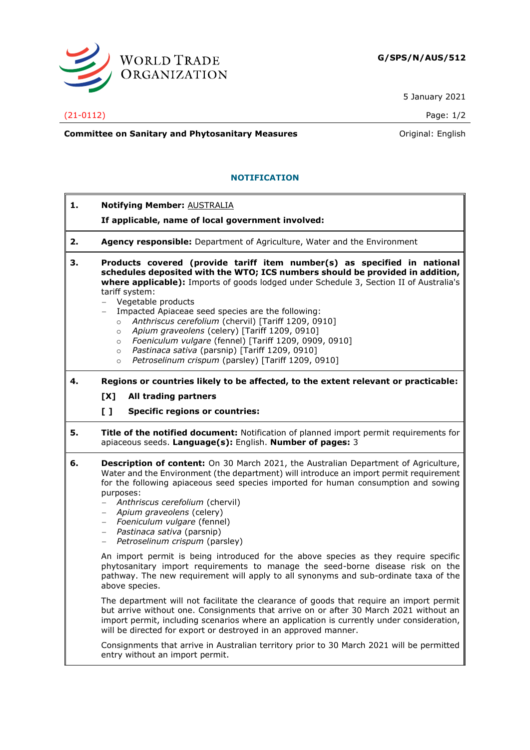**G/SPS/N/AUS/512**

5 January 2021

(21-0112)

**Committee on Sanitary and Phytosanitary Measures**

Original: English

## NOTIFICATION

**1. Notifying Member:** AUSTRALIA

**If applicable, name of local government involved:**

**2. Agency responsible:** Department of Agriculture, Water and the Environment

**3. Products covered (provide tariff item number(s) as specified in national schedules deposited with the WTO; ICS numbers should be provided in addition, where applicable):** Imports of goods lodged under Schedule 3, Section II of Australia's tariff system:

- Vegetable products
- Impacted Apiaceae seed species are the following:
  - *Anthriscus cerefolium* (chervil) [Tariff 1209, 0910]
  - *Apium graveolens* (celery) [Tariff 1209, 0910]
  - *Foeniculum vulgare* (fennel) [Tariff 1209, 0909, 0910]
  - *Pastinaca sativa* (parsnip) [Tariff 1209, 0910]
  - *Petroselinum crispum* (parsley) [Tariff 1209, 0910]

**4. Regions or countries likely to be affected, to the extent relevant or practicable:**

**[X] All trading partners**

**[ ] Specific regions or countries:**

**5. Title of the notified document:** Notification of planned import permit requirements for apiaceous seeds. **Language(s):** English. **Number of pages:** 3

**6. Description of content:** On 30 March 2021, the Australian Department of Agriculture, Water and the Environment (the department) will introduce an import permit requirement for the following apiaceous seed species imported for human consumption and sowing purposes:

- *Anthriscus cerefolium* (chervil)
- *Apium graveolens* (celery)
- *Foeniculum vulgare* (fennel)
- *Pastinaca sativa* (parsnip)
- *Petroselinum crispum* (parsley)

An import permit is being introduced for the above species as they require specific phytosanitary import requirements to manage the seed-borne disease risk on the pathway. The new requirement will apply to all synonyms and sub-ordinate taxa of the above species.

The department will not facilitate the clearance of goods that require an import permit but arrive without one. Consignments that arrive on or after 30 March 2021 without an import permit, including scenarios where an application is currently under consideration, will be directed for export or destroyed in an approved manner.

Consignments that arrive in Australian territory prior to 30 March 2021 will be permitted entry without an import permit.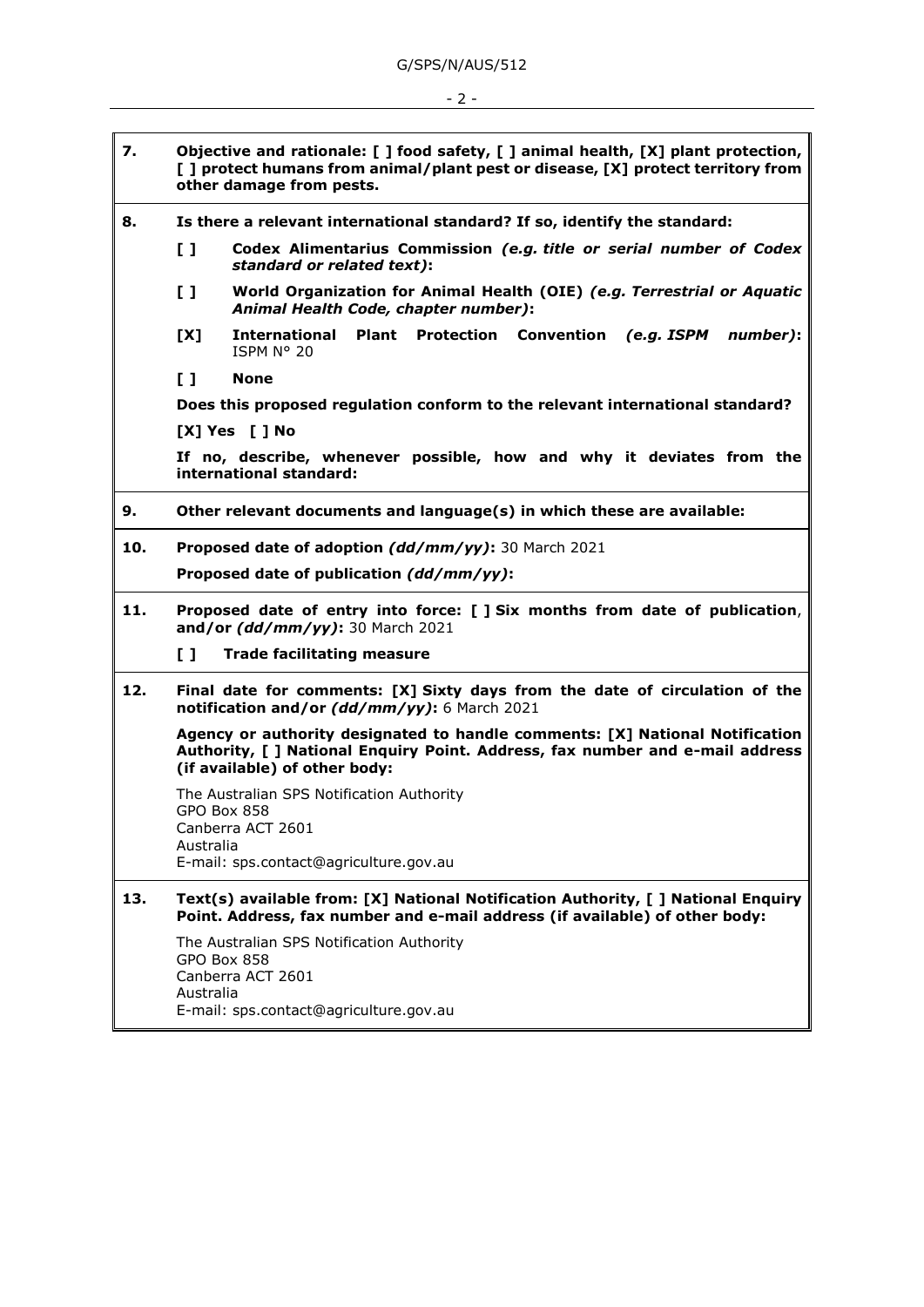**7. Objective and rationale: [ ] food safety, [ ] animal health, [X] plant protection, [ ] protect humans from animal/plant pest or disease, [X] protect territory from other damage from pests.**

**8. Is there a relevant international standard? If so, identify the standard:**

**[ ] Codex Alimentarius Commission *(e.g. title or serial number of Codex standard or related text)*:**

**[ ] World Organization for Animal Health (OIE) *(e.g. Terrestrial or Aquatic Animal Health Code, chapter number)*:**

**[X] International Plant Protection Convention *(e.g. ISPM number)*:** ISPM N° 20

**[ ] None**

**Does this proposed regulation conform to the relevant international standard?**

**[X] Yes [ ] No**

**If no, describe, whenever possible, how and why it deviates from the international standard:**

**9. Other relevant documents and language(s) in which these are available:**

**10. Proposed date of adoption *(dd/mm/yy)*:** 30 March 2021

**Proposed date of publication *(dd/mm/yy)*:**

**11. Proposed date of entry into force: [ ] Six months from date of publication, and/or *(dd/mm/yy)*:** 30 March 2021

**[ ] Trade facilitating measure**

**12. Final date for comments: [X] Sixty days from the date of circulation of the notification and/or *(dd/mm/yy)*:** 6 March 2021

**Agency or authority designated to handle comments: [X] National Notification Authority, [ ] National Enquiry Point. Address, fax number and e-mail address (if available) of other body:**

The Australian SPS Notification Authority
GPO Box 858
Canberra ACT 2601
Australia
E-mail: sps.contact@agriculture.gov.au

**13. Text(s) available from: [X] National Notification Authority, [ ] National Enquiry Point. Address, fax number and e-mail address (if available) of other body:**

The Australian SPS Notification Authority
GPO Box 858
Canberra ACT 2601
Australia
E-mail: sps.contact@agriculture.gov.au